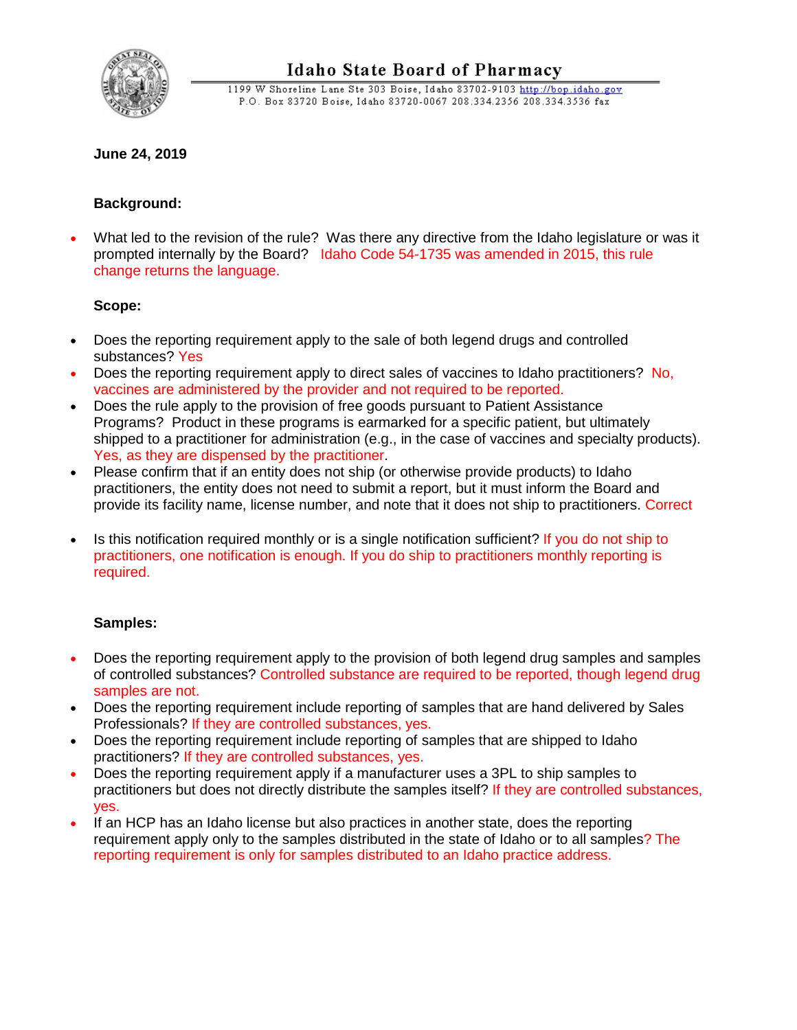# Idaho State Board of Pharmacy

1199 W Shoreline Lane Ste 303 Boise, Idaho 83702-9103 http://bop.idaho.gov
P.O. Box 83720 Boise, Idaho 83720-0067 208.334.2356 208.334.3536 fax

**June 24, 2019**

**Background:**

- What led to the revision of the rule? Was there any directive from the Idaho legislature or was it prompted internally by the Board? Idaho Code 54-1735 was amended in 2015, this rule change returns the language.

**Scope:**

- Does the reporting requirement apply to the sale of both legend drugs and controlled substances? Yes
- Does the reporting requirement apply to direct sales of vaccines to Idaho practitioners? No, vaccines are administered by the provider and not required to be reported.
- Does the rule apply to the provision of free goods pursuant to Patient Assistance Programs? Product in these programs is earmarked for a specific patient, but ultimately shipped to a practitioner for administration (e.g., in the case of vaccines and specialty products). Yes, as they are dispensed by the practitioner.
- Please confirm that if an entity does not ship (or otherwise provide products) to Idaho practitioners, the entity does not need to submit a report, but it must inform the Board and provide its facility name, license number, and note that it does not ship to practitioners. Correct
- Is this notification required monthly or is a single notification sufficient? If you do not ship to practitioners, one notification is enough. If you do ship to practitioners monthly reporting is required.

**Samples:**

- Does the reporting requirement apply to the provision of both legend drug samples and samples of controlled substances? Controlled substance are required to be reported, though legend drug samples are not.
- Does the reporting requirement include reporting of samples that are hand delivered by Sales Professionals? If they are controlled substances, yes.
- Does the reporting requirement include reporting of samples that are shipped to Idaho practitioners? If they are controlled substances, yes.
- Does the reporting requirement apply if a manufacturer uses a 3PL to ship samples to practitioners but does not directly distribute the samples itself? If they are controlled substances, yes.
- If an HCP has an Idaho license but also practices in another state, does the reporting requirement apply only to the samples distributed in the state of Idaho or to all samples? The reporting requirement is only for samples distributed to an Idaho practice address.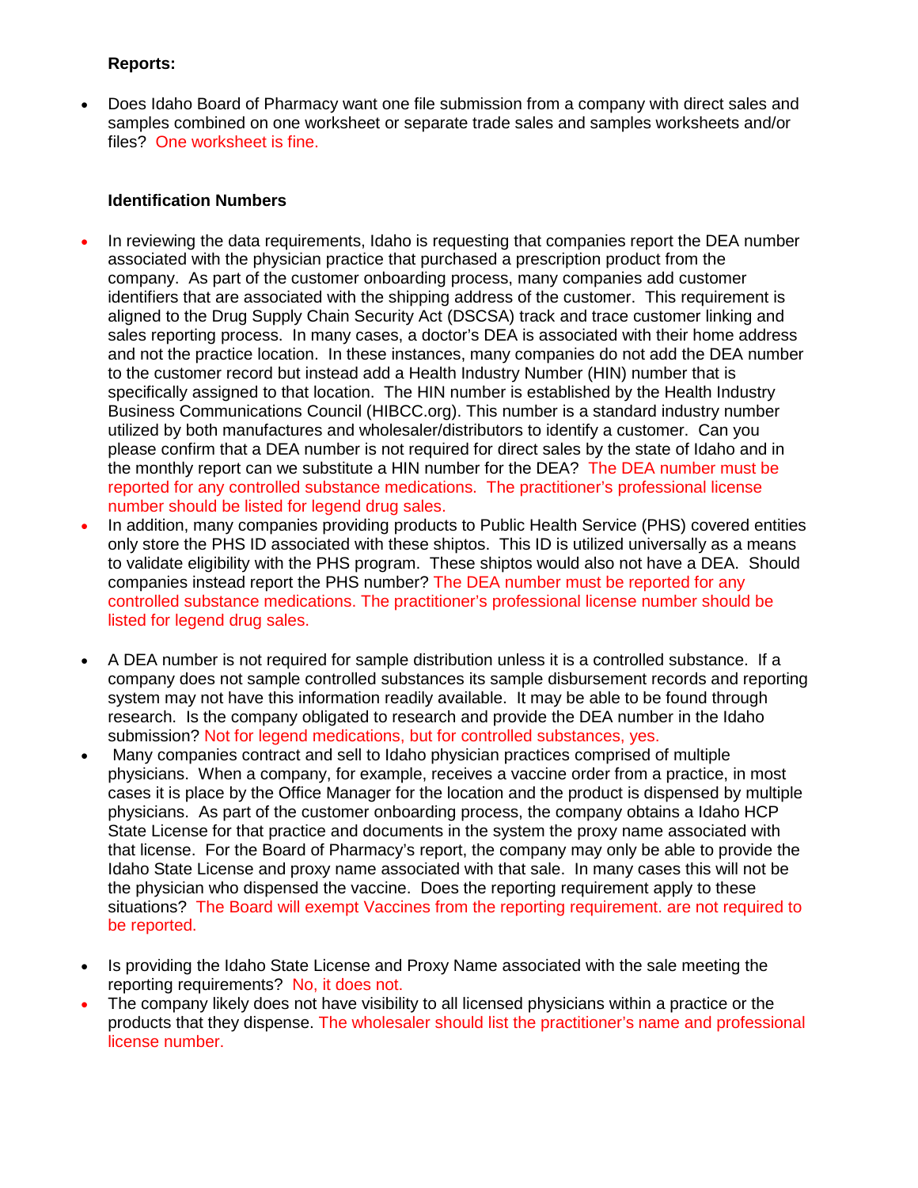**Reports:**

- Does Idaho Board of Pharmacy want one file submission from a company with direct sales and samples combined on one worksheet or separate trade sales and samples worksheets and/or files? One worksheet is fine.

**Identification Numbers**

- In reviewing the data requirements, Idaho is requesting that companies report the DEA number associated with the physician practice that purchased a prescription product from the company. As part of the customer onboarding process, many companies add customer identifiers that are associated with the shipping address of the customer. This requirement is aligned to the Drug Supply Chain Security Act (DSCSA) track and trace customer linking and sales reporting process. In many cases, a doctor's DEA is associated with their home address and not the practice location. In these instances, many companies do not add the DEA number to the customer record but instead add a Health Industry Number (HIN) number that is specifically assigned to that location. The HIN number is established by the Health Industry Business Communications Council (HIBCC.org). This number is a standard industry number utilized by both manufactures and wholesaler/distributors to identify a customer. Can you please confirm that a DEA number is not required for direct sales by the state of Idaho and in the monthly report can we substitute a HIN number for the DEA? The DEA number must be reported for any controlled substance medications. The practitioner's professional license number should be listed for legend drug sales.
- In addition, many companies providing products to Public Health Service (PHS) covered entities only store the PHS ID associated with these shiptos. This ID is utilized universally as a means to validate eligibility with the PHS program. These shiptos would also not have a DEA. Should companies instead report the PHS number? The DEA number must be reported for any controlled substance medications. The practitioner's professional license number should be listed for legend drug sales.

- A DEA number is not required for sample distribution unless it is a controlled substance. If a company does not sample controlled substances its sample disbursement records and reporting system may not have this information readily available. It may be able to be found through research. Is the company obligated to research and provide the DEA number in the Idaho submission? Not for legend medications, but for controlled substances, yes.
- Many companies contract and sell to Idaho physician practices comprised of multiple physicians. When a company, for example, receives a vaccine order from a practice, in most cases it is place by the Office Manager for the location and the product is dispensed by multiple physicians. As part of the customer onboarding process, the company obtains a Idaho HCP State License for that practice and documents in the system the proxy name associated with that license. For the Board of Pharmacy's report, the company may only be able to provide the Idaho State License and proxy name associated with that sale. In many cases this will not be the physician who dispensed the vaccine. Does the reporting requirement apply to these situations? The Board will exempt Vaccines from the reporting requirement. are not required to be reported.

- Is providing the Idaho State License and Proxy Name associated with the sale meeting the reporting requirements? No, it does not.
- The company likely does not have visibility to all licensed physicians within a practice or the products that they dispense. The wholesaler should list the practitioner's name and professional license number.